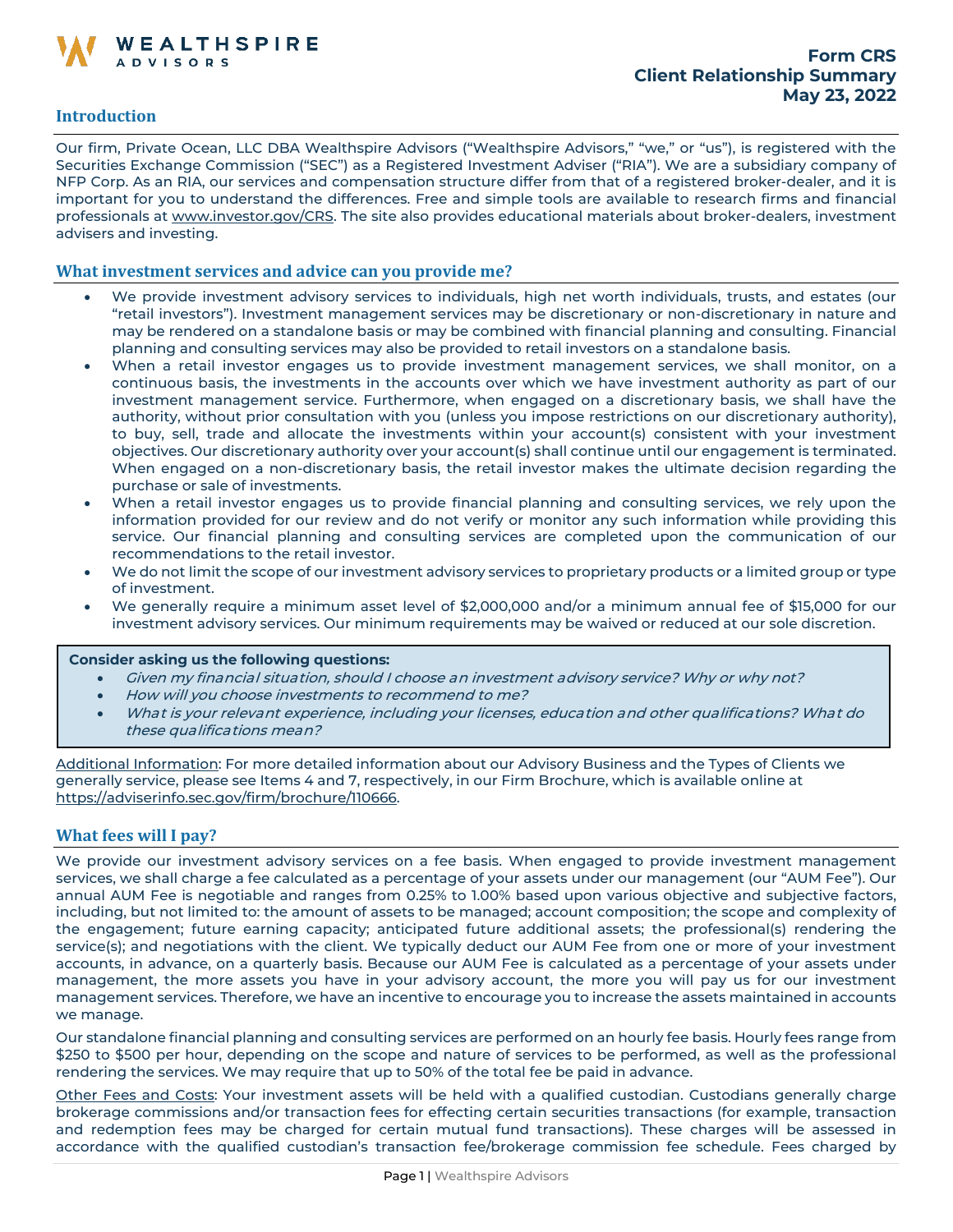WEALTHSPIRE ADVISORS

# Form CRS
# Client Relationship Summary
# May 23, 2022

## Introduction

Our firm, Private Ocean, LLC DBA Wealthspire Advisors ("Wealthspire Advisors," "we," or "us"), is registered with the Securities Exchange Commission ("SEC") as a Registered Investment Adviser ("RIA"). We are a subsidiary company of NFP Corp. As an RIA, our services and compensation structure differ from that of a registered broker-dealer, and it is important for you to understand the differences. Free and simple tools are available to research firms and financial professionals at www.investor.gov/CRS. The site also provides educational materials about broker-dealers, investment advisers and investing.

## What investment services and advice can you provide me?

- We provide investment advisory services to individuals, high net worth individuals, trusts, and estates (our "retail investors"). Investment management services may be discretionary or non-discretionary in nature and may be rendered on a standalone basis or may be combined with financial planning and consulting. Financial planning and consulting services may also be provided to retail investors on a standalone basis.
- When a retail investor engages us to provide investment management services, we shall monitor, on a continuous basis, the investments in the accounts over which we have investment authority as part of our investment management service. Furthermore, when engaged on a discretionary basis, we shall have the authority, without prior consultation with you (unless you impose restrictions on our discretionary authority), to buy, sell, trade and allocate the investments within your account(s) consistent with your investment objectives. Our discretionary authority over your account(s) shall continue until our engagement is terminated. When engaged on a non-discretionary basis, the retail investor makes the ultimate decision regarding the purchase or sale of investments.
- When a retail investor engages us to provide financial planning and consulting services, we rely upon the information provided for our review and do not verify or monitor any such information while providing this service. Our financial planning and consulting services are completed upon the communication of our recommendations to the retail investor.
- We do not limit the scope of our investment advisory services to proprietary products or a limited group or type of investment.
- We generally require a minimum asset level of $2,000,000 and/or a minimum annual fee of $15,000 for our investment advisory services. Our minimum requirements may be waived or reduced at our sole discretion.

**Consider asking us the following questions:**

- *Given my financial situation, should I choose an investment advisory service? Why or why not?*
- *How will you choose investments to recommend to me?*
- *What is your relevant experience, including your licenses, education and other qualifications? What do these qualifications mean?*

Additional Information: For more detailed information about our Advisory Business and the Types of Clients we generally service, please see Items 4 and 7, respectively, in our Firm Brochure, which is available online at https://adviserinfo.sec.gov/firm/brochure/110666.

## What fees will I pay?

We provide our investment advisory services on a fee basis. When engaged to provide investment management services, we shall charge a fee calculated as a percentage of your assets under our management (our "AUM Fee"). Our annual AUM Fee is negotiable and ranges from 0.25% to 1.00% based upon various objective and subjective factors, including, but not limited to: the amount of assets to be managed; account composition; the scope and complexity of the engagement; future earning capacity; anticipated future additional assets; the professional(s) rendering the service(s); and negotiations with the client. We typically deduct our AUM Fee from one or more of your investment accounts, in advance, on a quarterly basis. Because our AUM Fee is calculated as a percentage of your assets under management, the more assets you have in your advisory account, the more you will pay us for our investment management services. Therefore, we have an incentive to encourage you to increase the assets maintained in accounts we manage.

Our standalone financial planning and consulting services are performed on an hourly fee basis. Hourly fees range from $250 to $500 per hour, depending on the scope and nature of services to be performed, as well as the professional rendering the services. We may require that up to 50% of the total fee be paid in advance.

Other Fees and Costs: Your investment assets will be held with a qualified custodian. Custodians generally charge brokerage commissions and/or transaction fees for effecting certain securities transactions (for example, transaction and redemption fees may be charged for certain mutual fund transactions). These charges will be assessed in accordance with the qualified custodian's transaction fee/brokerage commission fee schedule. Fees charged by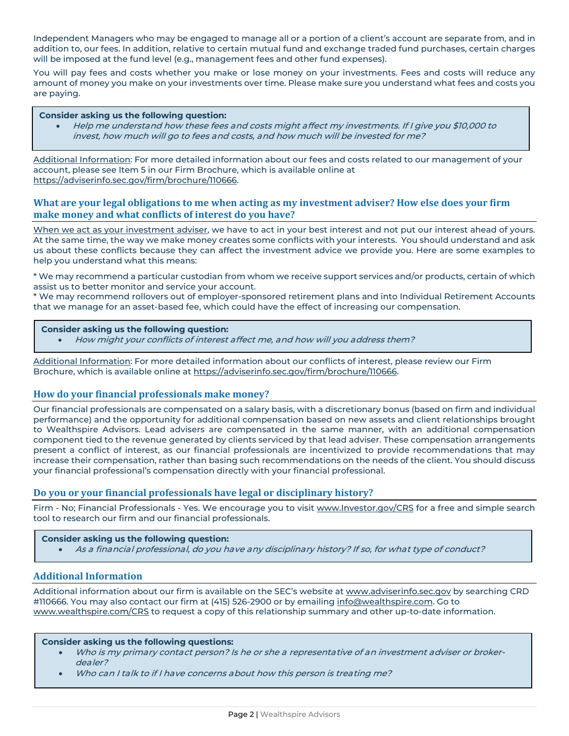Independent Managers who may be engaged to manage all or a portion of a client's account are separate from, and in addition to, our fees. In addition, relative to certain mutual fund and exchange traded fund purchases, certain charges will be imposed at the fund level (e.g., management fees and other fund expenses).

You will pay fees and costs whether you make or lose money on your investments. Fees and costs will reduce any amount of money you make on your investments over time. Please make sure you understand what fees and costs you are paying.

> **Consider asking us the following question:**
> - *Help me understand how these fees and costs might affect my investments. If I give you $10,000 to invest, how much will go to fees and costs, and how much will be invested for me?*

Additional Information: For more detailed information about our fees and costs related to our management of your account, please see Item 5 in our Firm Brochure, which is available online at https://adviserinfo.sec.gov/firm/brochure/110666.

## What are your legal obligations to me when acting as my investment adviser? How else does your firm make money and what conflicts of interest do you have?

When we act as your investment adviser, we have to act in your best interest and not put our interest ahead of yours. At the same time, the way we make money creates some conflicts with your interests. You should understand and ask us about these conflicts because they can affect the investment advice we provide you. Here are some examples to help you understand what this means:

* We may recommend a particular custodian from whom we receive support services and/or products, certain of which assist us to better monitor and service your account.
* We may recommend rollovers out of employer-sponsored retirement plans and into Individual Retirement Accounts that we manage for an asset-based fee, which could have the effect of increasing our compensation.

> **Consider asking us the following question:**
> - *How might your conflicts of interest affect me, and how will you address them?*

Additional Information: For more detailed information about our conflicts of interest, please review our Firm Brochure, which is available online at https://adviserinfo.sec.gov/firm/brochure/110666.

## How do your financial professionals make money?

Our financial professionals are compensated on a salary basis, with a discretionary bonus (based on firm and individual performance) and the opportunity for additional compensation based on new assets and client relationships brought to Wealthspire Advisors. Lead advisers are compensated in the same manner, with an additional compensation component tied to the revenue generated by clients serviced by that lead adviser. These compensation arrangements present a conflict of interest, as our financial professionals are incentivized to provide recommendations that may increase their compensation, rather than basing such recommendations on the needs of the client. You should discuss your financial professional's compensation directly with your financial professional.

## Do you or your financial professionals have legal or disciplinary history?

Firm - No; Financial Professionals - Yes. We encourage you to visit www.Investor.gov/CRS for a free and simple search tool to research our firm and our financial professionals.

> **Consider asking us the following question:**
> - *As a financial professional, do you have any disciplinary history? If so, for what type of conduct?*

## Additional Information

Additional information about our firm is available on the SEC's website at www.adviserinfo.sec.gov by searching CRD #110666. You may also contact our firm at (415) 526-2900 or by emailing info@wealthspire.com. Go to www.wealthspire.com/CRS to request a copy of this relationship summary and other up-to-date information.

> **Consider asking us the following questions:**
> - *Who is my primary contact person? Is he or she a representative of an investment adviser or broker-dealer?*
> - *Who can I talk to if I have concerns about how this person is treating me?*